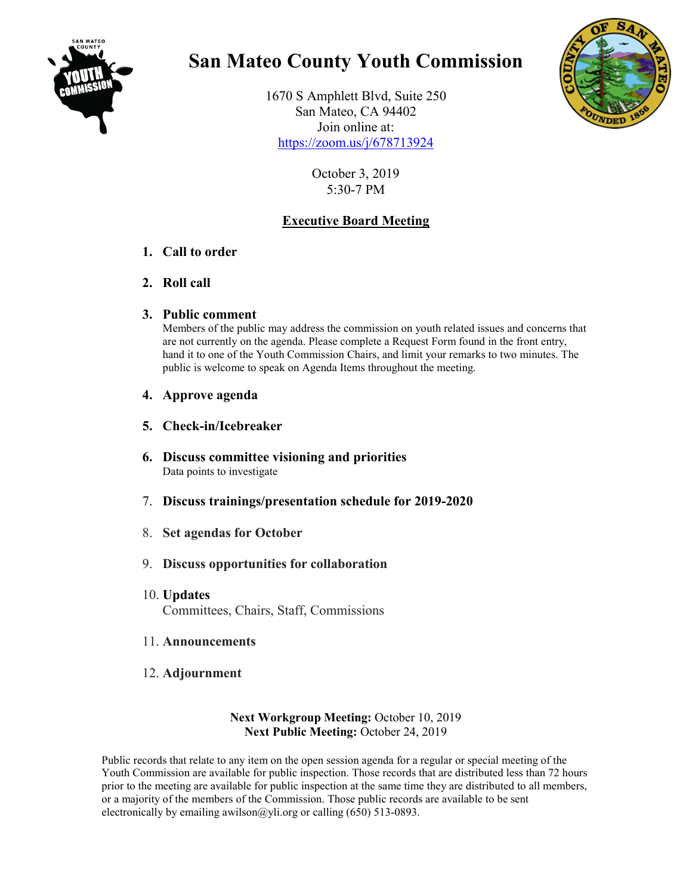# San Mateo County Youth Commission

1670 S Amphlett Blvd, Suite 250
San Mateo, CA 94402
Join online at:
https://zoom.us/j/678713924

October 3, 2019
5:30-7 PM

## Executive Board Meeting

1. **Call to order**
2. **Roll call**
3. **Public comment**
   Members of the public may address the commission on youth related issues and concerns that are not currently on the agenda. Please complete a Request Form found in the front entry, hand it to one of the Youth Commission Chairs, and limit your remarks to two minutes. The public is welcome to speak on Agenda Items throughout the meeting.
4. **Approve agenda**
5. **Check-in/Icebreaker**
6. **Discuss committee visioning and priorities**
   Data points to investigate
7. **Discuss trainings/presentation schedule for 2019-2020**
8. **Set agendas for October**
9. **Discuss opportunities for collaboration**
10. **Updates**
    Committees, Chairs, Staff, Commissions
11. **Announcements**
12. **Adjournment**

**Next Workgroup Meeting:** October 10, 2019
**Next Public Meeting:** October 24, 2019

Public records that relate to any item on the open session agenda for a regular or special meeting of the Youth Commission are available for public inspection. Those records that are distributed less than 72 hours prior to the meeting are available for public inspection at the same time they are distributed to all members, or a majority of the members of the Commission. Those public records are available to be sent electronically by emailing awilson@yli.org or calling (650) 513-0893.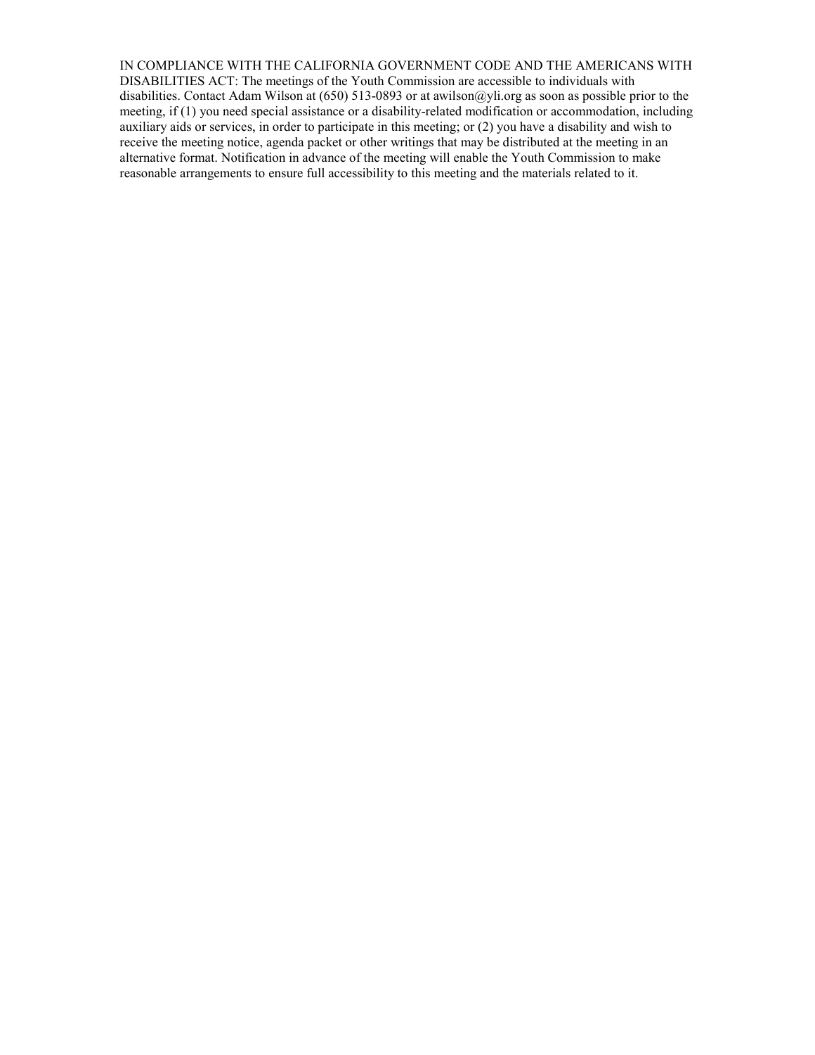IN COMPLIANCE WITH THE CALIFORNIA GOVERNMENT CODE AND THE AMERICANS WITH DISABILITIES ACT: The meetings of the Youth Commission are accessible to individuals with disabilities. Contact Adam Wilson at (650) 513-0893 or at awilson@yli.org as soon as possible prior to the meeting, if (1) you need special assistance or a disability-related modification or accommodation, including auxiliary aids or services, in order to participate in this meeting; or (2) you have a disability and wish to receive the meeting notice, agenda packet or other writings that may be distributed at the meeting in an alternative format. Notification in advance of the meeting will enable the Youth Commission to make reasonable arrangements to ensure full accessibility to this meeting and the materials related to it.